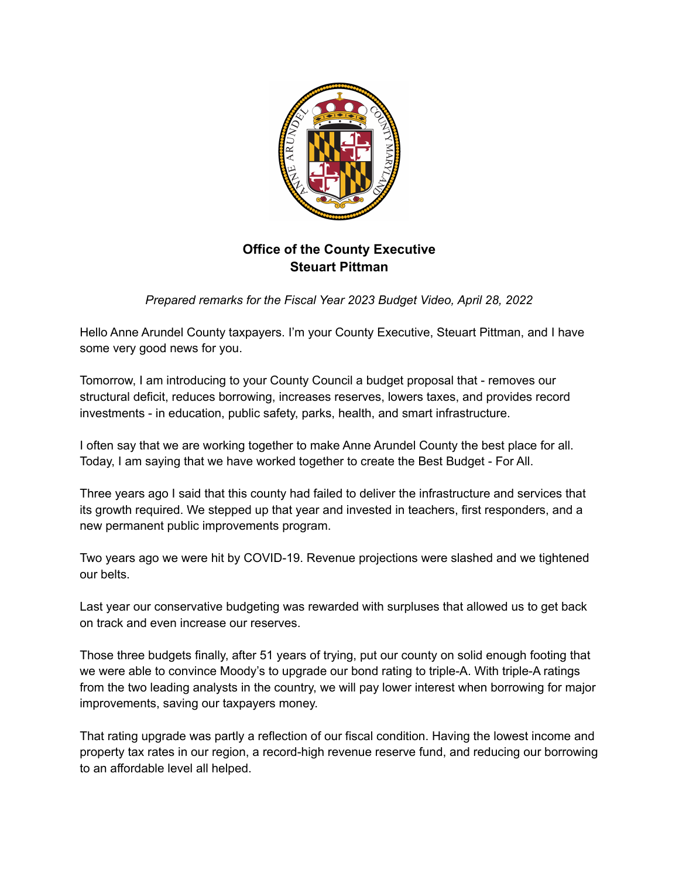**Office of the County Executive**
**Steuart Pittman**

*Prepared remarks for the Fiscal Year 2023 Budget Video, April 28, 2022*

Hello Anne Arundel County taxpayers. I'm your County Executive, Steuart Pittman, and I have some very good news for you.

Tomorrow, I am introducing to your County Council a budget proposal that - removes our structural deficit, reduces borrowing, increases reserves, lowers taxes, and provides record investments - in education, public safety, parks, health, and smart infrastructure.

I often say that we are working together to make Anne Arundel County the best place for all. Today, I am saying that we have worked together to create the Best Budget - For All.

Three years ago I said that this county had failed to deliver the infrastructure and services that its growth required. We stepped up that year and invested in teachers, first responders, and a new permanent public improvements program.

Two years ago we were hit by COVID-19. Revenue projections were slashed and we tightened our belts.

Last year our conservative budgeting was rewarded with surpluses that allowed us to get back on track and even increase our reserves.

Those three budgets finally, after 51 years of trying, put our county on solid enough footing that we were able to convince Moody's to upgrade our bond rating to triple-A. With triple-A ratings from the two leading analysts in the country, we will pay lower interest when borrowing for major improvements, saving our taxpayers money.

That rating upgrade was partly a reflection of our fiscal condition. Having the lowest income and property tax rates in our region, a record-high revenue reserve fund, and reducing our borrowing to an affordable level all helped.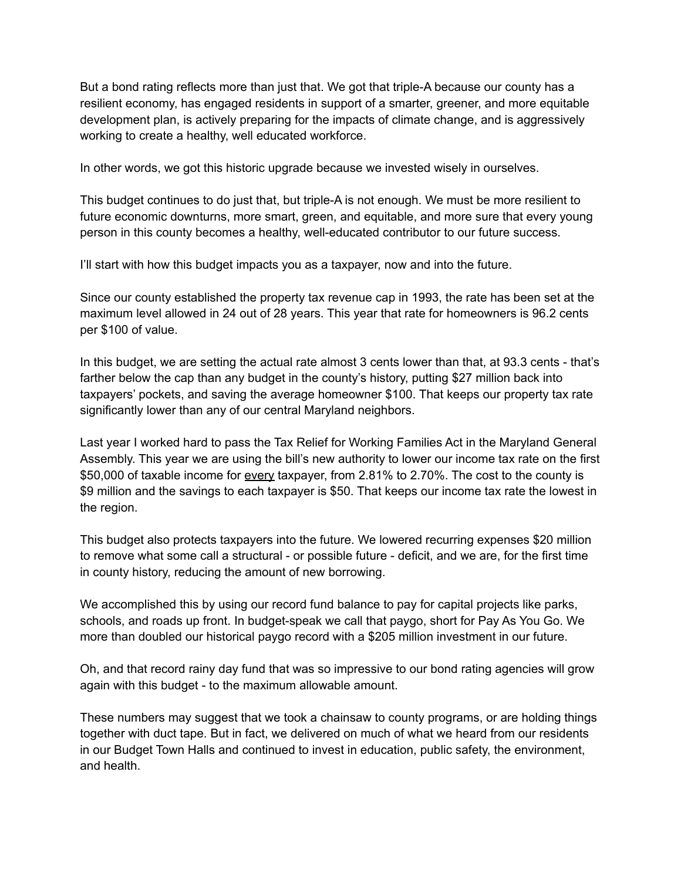But a bond rating reflects more than just that. We got that triple-A because our county has a resilient economy, has engaged residents in support of a smarter, greener, and more equitable development plan, is actively preparing for the impacts of climate change, and is aggressively working to create a healthy, well educated workforce.

In other words, we got this historic upgrade because we invested wisely in ourselves.

This budget continues to do just that, but triple-A is not enough. We must be more resilient to future economic downturns, more smart, green, and equitable, and more sure that every young person in this county becomes a healthy, well-educated contributor to our future success.

I'll start with how this budget impacts you as a taxpayer, now and into the future.

Since our county established the property tax revenue cap in 1993, the rate has been set at the maximum level allowed in 24 out of 28 years. This year that rate for homeowners is 96.2 cents per $100 of value.

In this budget, we are setting the actual rate almost 3 cents lower than that, at 93.3 cents - that's farther below the cap than any budget in the county's history, putting $27 million back into taxpayers' pockets, and saving the average homeowner $100. That keeps our property tax rate significantly lower than any of our central Maryland neighbors.

Last year I worked hard to pass the Tax Relief for Working Families Act in the Maryland General Assembly. This year we are using the bill's new authority to lower our income tax rate on the first $50,000 of taxable income for <u>every</u> taxpayer, from 2.81% to 2.70%. The cost to the county is $9 million and the savings to each taxpayer is $50. That keeps our income tax rate the lowest in the region.

This budget also protects taxpayers into the future. We lowered recurring expenses $20 million to remove what some call a structural - or possible future - deficit, and we are, for the first time in county history, reducing the amount of new borrowing.

We accomplished this by using our record fund balance to pay for capital projects like parks, schools, and roads up front. In budget-speak we call that paygo, short for Pay As You Go. We more than doubled our historical paygo record with a $205 million investment in our future.

Oh, and that record rainy day fund that was so impressive to our bond rating agencies will grow again with this budget - to the maximum allowable amount.

These numbers may suggest that we took a chainsaw to county programs, or are holding things together with duct tape. But in fact, we delivered on much of what we heard from our residents in our Budget Town Halls and continued to invest in education, public safety, the environment, and health.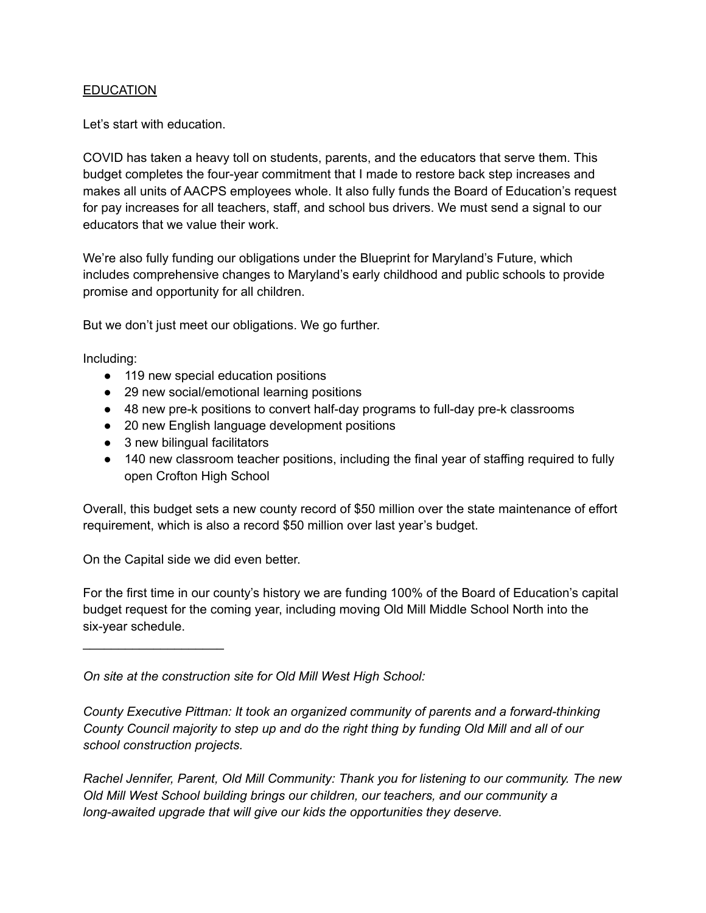## EDUCATION

Let's start with education.

COVID has taken a heavy toll on students, parents, and the educators that serve them. This budget completes the four-year commitment that I made to restore back step increases and makes all units of AACPS employees whole. It also fully funds the Board of Education's request for pay increases for all teachers, staff, and school bus drivers. We must send a signal to our educators that we value their work.

We're also fully funding our obligations under the Blueprint for Maryland's Future, which includes comprehensive changes to Maryland's early childhood and public schools to provide promise and opportunity for all children.

But we don't just meet our obligations. We go further.

Including:

- 119 new special education positions
- 29 new social/emotional learning positions
- 48 new pre-k positions to convert half-day programs to full-day pre-k classrooms
- 20 new English language development positions
- 3 new bilingual facilitators
- 140 new classroom teacher positions, including the final year of staffing required to fully open Crofton High School

Overall, this budget sets a new county record of $50 million over the state maintenance of effort requirement, which is also a record $50 million over last year's budget.

On the Capital side we did even better.

For the first time in our county's history we are funding 100% of the Board of Education's capital budget request for the coming year, including moving Old Mill Middle School North into the six-year schedule.

---

*On site at the construction site for Old Mill West High School:*

*County Executive Pittman: It took an organized community of parents and a forward-thinking County Council majority to step up and do the right thing by funding Old Mill and all of our school construction projects.*

*Rachel Jennifer, Parent, Old Mill Community: Thank you for listening to our community. The new Old Mill West School building brings our children, our teachers, and our community a long-awaited upgrade that will give our kids the opportunities they deserve.*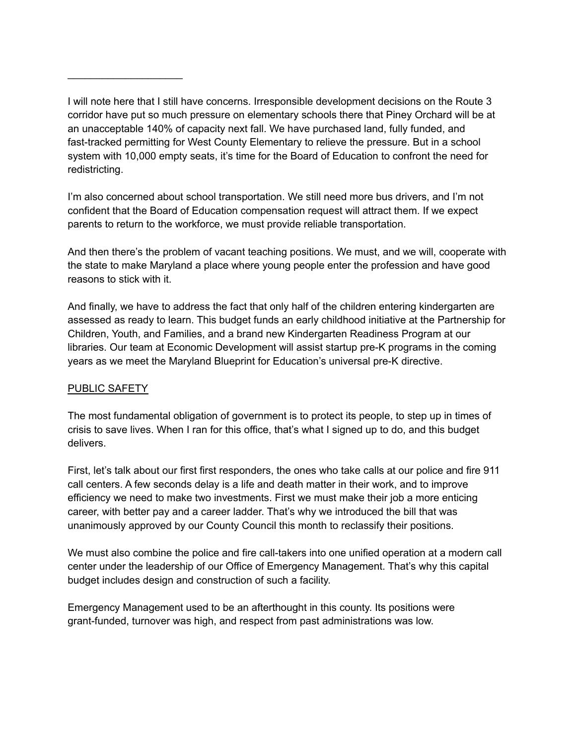———————————

I will note here that I still have concerns. Irresponsible development decisions on the Route 3 corridor have put so much pressure on elementary schools there that Piney Orchard will be at an unacceptable 140% of capacity next fall. We have purchased land, fully funded, and fast-tracked permitting for West County Elementary to relieve the pressure. But in a school system with 10,000 empty seats, it's time for the Board of Education to confront the need for redistricting.

I'm also concerned about school transportation. We still need more bus drivers, and I'm not confident that the Board of Education compensation request will attract them. If we expect parents to return to the workforce, we must provide reliable transportation.

And then there's the problem of vacant teaching positions. We must, and we will, cooperate with the state to make Maryland a place where young people enter the profession and have good reasons to stick with it.

And finally, we have to address the fact that only half of the children entering kindergarten are assessed as ready to learn. This budget funds an early childhood initiative at the Partnership for Children, Youth, and Families, and a brand new Kindergarten Readiness Program at our libraries. Our team at Economic Development will assist startup pre-K programs in the coming years as we meet the Maryland Blueprint for Education's universal pre-K directive.

## PUBLIC SAFETY

The most fundamental obligation of government is to protect its people, to step up in times of crisis to save lives. When I ran for this office, that's what I signed up to do, and this budget delivers.

First, let's talk about our first first responders, the ones who take calls at our police and fire 911 call centers. A few seconds delay is a life and death matter in their work, and to improve efficiency we need to make two investments. First we must make their job a more enticing career, with better pay and a career ladder. That's why we introduced the bill that was unanimously approved by our County Council this month to reclassify their positions.

We must also combine the police and fire call-takers into one unified operation at a modern call center under the leadership of our Office of Emergency Management. That's why this capital budget includes design and construction of such a facility.

Emergency Management used to be an afterthought in this county. Its positions were grant-funded, turnover was high, and respect from past administrations was low.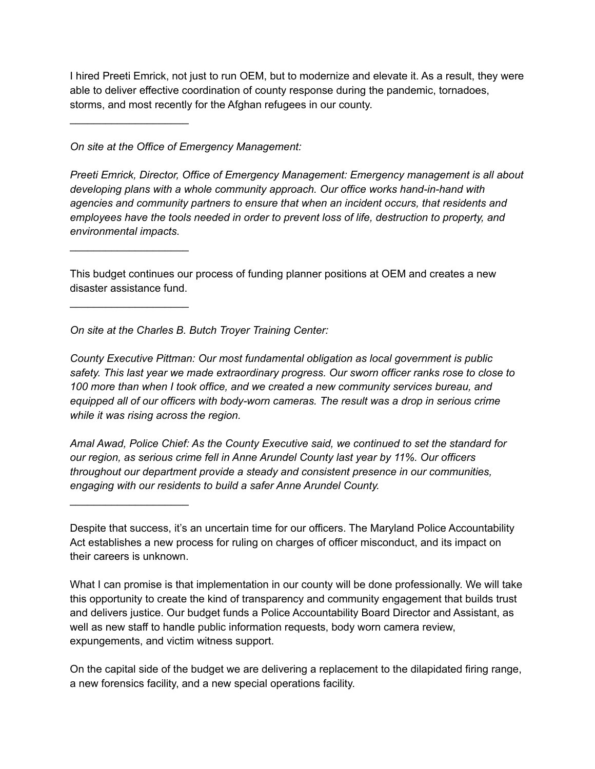I hired Preeti Emrick, not just to run OEM, but to modernize and elevate it. As a result, they were able to deliver effective coordination of county response during the pandemic, tornadoes, storms, and most recently for the Afghan refugees in our county.

\_\_\_\_\_\_\_\_\_\_\_\_\_\_\_\_\_\_\_\_

*On site at the Office of Emergency Management:*

*Preeti Emrick, Director, Office of Emergency Management: Emergency management is all about developing plans with a whole community approach. Our office works hand-in-hand with agencies and community partners to ensure that when an incident occurs, that residents and employees have the tools needed in order to prevent loss of life, destruction to property, and environmental impacts.*

\_\_\_\_\_\_\_\_\_\_\_\_\_\_\_\_\_\_\_\_

This budget continues our process of funding planner positions at OEM and creates a new disaster assistance fund.

\_\_\_\_\_\_\_\_\_\_\_\_\_\_\_\_\_\_\_\_

*On site at the Charles B. Butch Troyer Training Center:*

*County Executive Pittman: Our most fundamental obligation as local government is public safety. This last year we made extraordinary progress. Our sworn officer ranks rose to close to 100 more than when I took office, and we created a new community services bureau, and equipped all of our officers with body-worn cameras. The result was a drop in serious crime while it was rising across the region.*

*Amal Awad, Police Chief: As the County Executive said, we continued to set the standard for our region, as serious crime fell in Anne Arundel County last year by 11%. Our officers throughout our department provide a steady and consistent presence in our communities, engaging with our residents to build a safer Anne Arundel County.*

\_\_\_\_\_\_\_\_\_\_\_\_\_\_\_\_\_\_\_\_

Despite that success, it's an uncertain time for our officers. The Maryland Police Accountability Act establishes a new process for ruling on charges of officer misconduct, and its impact on their careers is unknown.

What I can promise is that implementation in our county will be done professionally. We will take this opportunity to create the kind of transparency and community engagement that builds trust and delivers justice. Our budget funds a Police Accountability Board Director and Assistant, as well as new staff to handle public information requests, body worn camera review, expungements, and victim witness support.

On the capital side of the budget we are delivering a replacement to the dilapidated firing range, a new forensics facility, and a new special operations facility.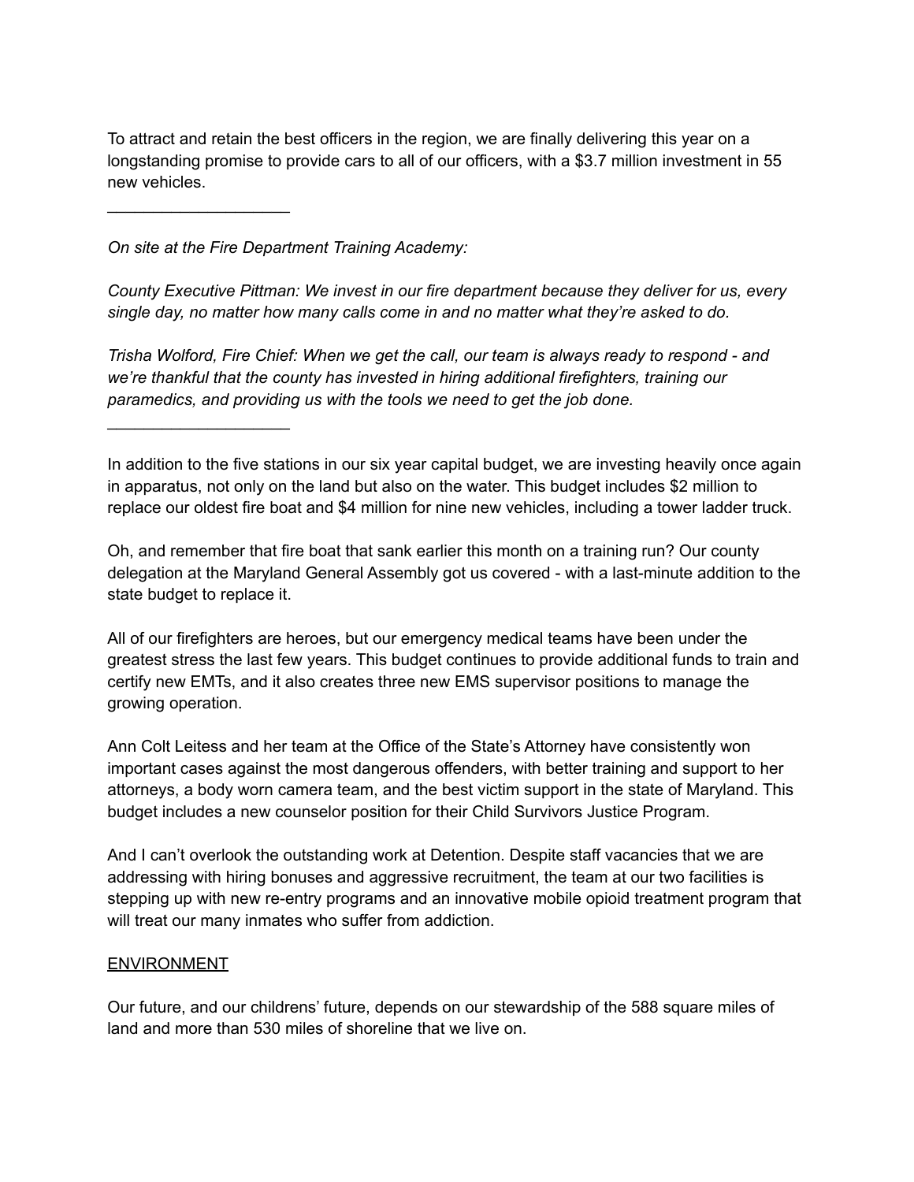To attract and retain the best officers in the region, we are finally delivering this year on a longstanding promise to provide cars to all of our officers, with a $3.7 million investment in 55 new vehicles.

——————————

*On site at the Fire Department Training Academy:*

*County Executive Pittman: We invest in our fire department because they deliver for us, every single day, no matter how many calls come in and no matter what they're asked to do.*

*Trisha Wolford, Fire Chief: When we get the call, our team is always ready to respond - and we're thankful that the county has invested in hiring additional firefighters, training our paramedics, and providing us with the tools we need to get the job done.*

——————————

In addition to the five stations in our six year capital budget, we are investing heavily once again in apparatus, not only on the land but also on the water. This budget includes $2 million to replace our oldest fire boat and $4 million for nine new vehicles, including a tower ladder truck.

Oh, and remember that fire boat that sank earlier this month on a training run? Our county delegation at the Maryland General Assembly got us covered - with a last-minute addition to the state budget to replace it.

All of our firefighters are heroes, but our emergency medical teams have been under the greatest stress the last few years. This budget continues to provide additional funds to train and certify new EMTs, and it also creates three new EMS supervisor positions to manage the growing operation.

Ann Colt Leitess and her team at the Office of the State's Attorney have consistently won important cases against the most dangerous offenders, with better training and support to her attorneys, a body worn camera team, and the best victim support in the state of Maryland. This budget includes a new counselor position for their Child Survivors Justice Program.

And I can't overlook the outstanding work at Detention. Despite staff vacancies that we are addressing with hiring bonuses and aggressive recruitment, the team at our two facilities is stepping up with new re-entry programs and an innovative mobile opioid treatment program that will treat our many inmates who suffer from addiction.

<u>ENVIRONMENT</u>

Our future, and our childrens' future, depends on our stewardship of the 588 square miles of land and more than 530 miles of shoreline that we live on.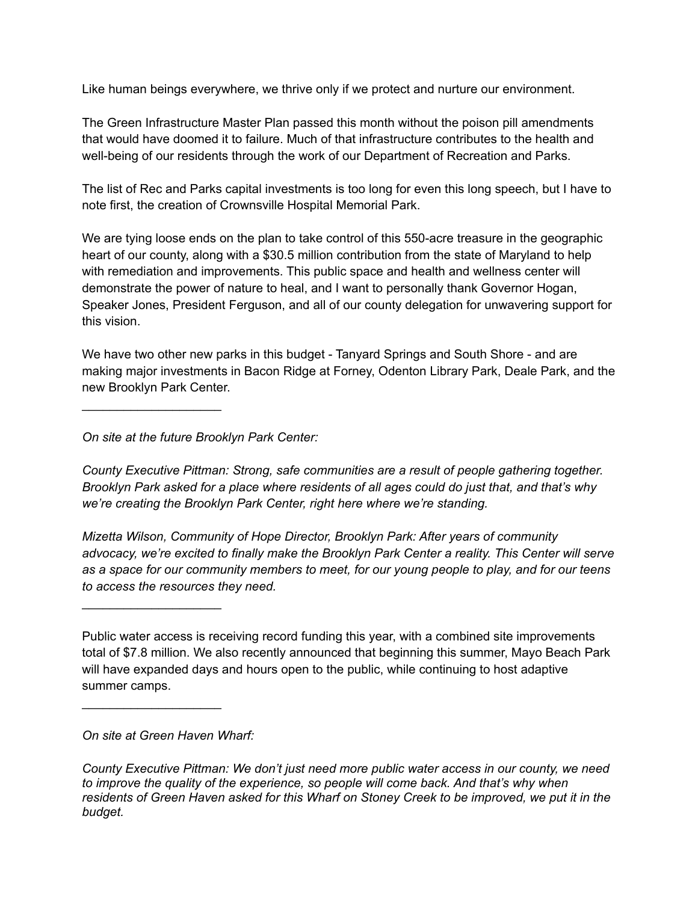Like human beings everywhere, we thrive only if we protect and nurture our environment.

The Green Infrastructure Master Plan passed this month without the poison pill amendments that would have doomed it to failure. Much of that infrastructure contributes to the health and well-being of our residents through the work of our Department of Recreation and Parks.

The list of Rec and Parks capital investments is too long for even this long speech, but I have to note first, the creation of Crownsville Hospital Memorial Park.

We are tying loose ends on the plan to take control of this 550-acre treasure in the geographic heart of our county, along with a $30.5 million contribution from the state of Maryland to help with remediation and improvements. This public space and health and wellness center will demonstrate the power of nature to heal, and I want to personally thank Governor Hogan, Speaker Jones, President Ferguson, and all of our county delegation for unwavering support for this vision.

We have two other new parks in this budget - Tanyard Springs and South Shore - and are making major investments in Bacon Ridge at Forney, Odenton Library Park, Deale Park, and the new Brooklyn Park Center.

---

*On site at the future Brooklyn Park Center:*

*County Executive Pittman: Strong, safe communities are a result of people gathering together. Brooklyn Park asked for a place where residents of all ages could do just that, and that's why we're creating the Brooklyn Park Center, right here where we're standing.*

*Mizetta Wilson, Community of Hope Director, Brooklyn Park: After years of community advocacy, we're excited to finally make the Brooklyn Park Center a reality. This Center will serve as a space for our community members to meet, for our young people to play, and for our teens to access the resources they need.*

---

Public water access is receiving record funding this year, with a combined site improvements total of $7.8 million. We also recently announced that beginning this summer, Mayo Beach Park will have expanded days and hours open to the public, while continuing to host adaptive summer camps.

---

*On site at Green Haven Wharf:*

*County Executive Pittman: We don't just need more public water access in our county, we need to improve the quality of the experience, so people will come back. And that's why when residents of Green Haven asked for this Wharf on Stoney Creek to be improved, we put it in the budget.*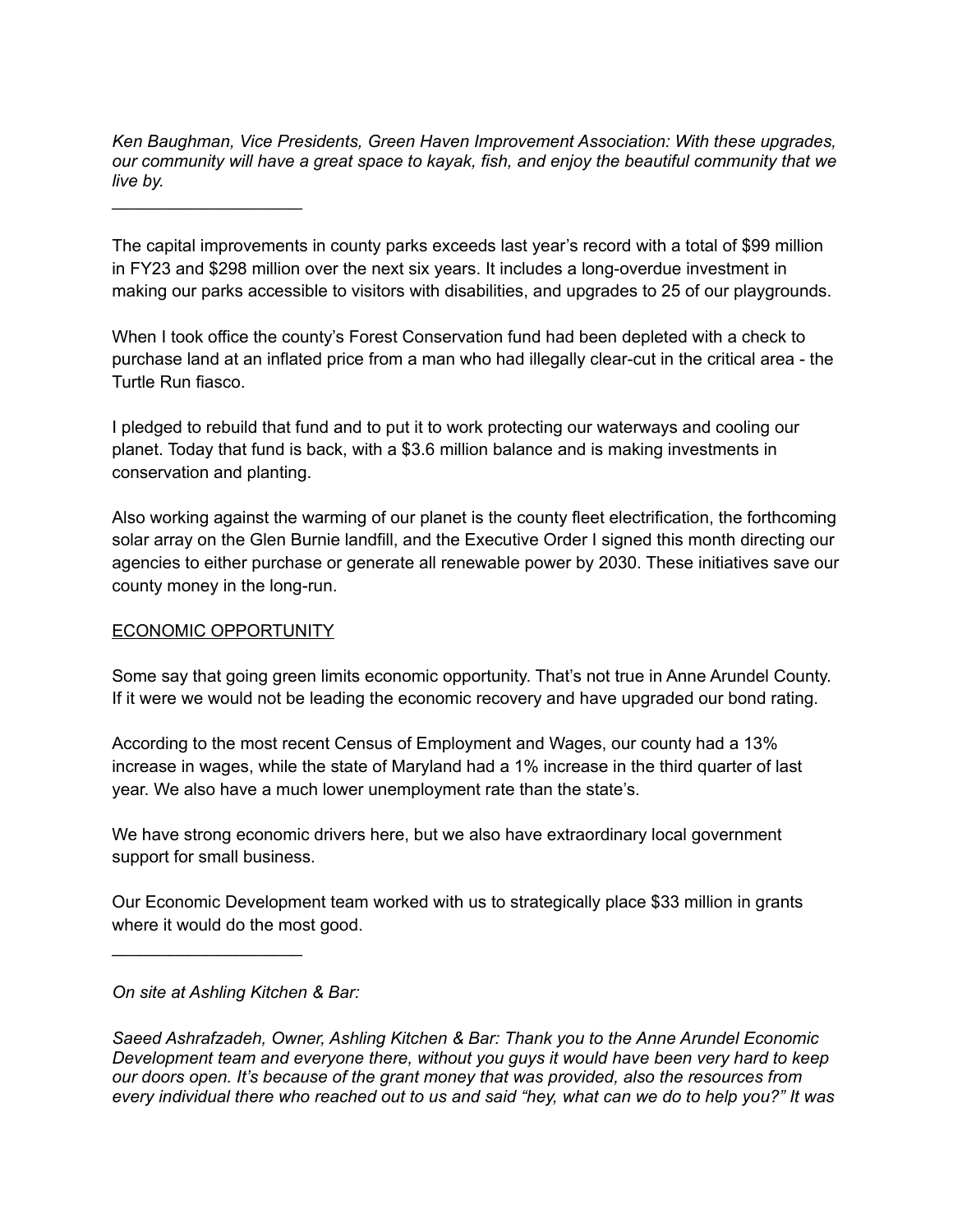*Ken Baughman, Vice Presidents, Green Haven Improvement Association: With these upgrades, our community will have a great space to kayak, fish, and enjoy the beautiful community that we live by.*

____________________

The capital improvements in county parks exceeds last year's record with a total of $99 million in FY23 and $298 million over the next six years. It includes a long-overdue investment in making our parks accessible to visitors with disabilities, and upgrades to 25 of our playgrounds.

When I took office the county's Forest Conservation fund had been depleted with a check to purchase land at an inflated price from a man who had illegally clear-cut in the critical area - the Turtle Run fiasco.

I pledged to rebuild that fund and to put it to work protecting our waterways and cooling our planet. Today that fund is back, with a $3.6 million balance and is making investments in conservation and planting.

Also working against the warming of our planet is the county fleet electrification, the forthcoming solar array on the Glen Burnie landfill, and the Executive Order I signed this month directing our agencies to either purchase or generate all renewable power by 2030. These initiatives save our county money in the long-run.

<u>ECONOMIC OPPORTUNITY</u>

Some say that going green limits economic opportunity. That's not true in Anne Arundel County. If it were we would not be leading the economic recovery and have upgraded our bond rating.

According to the most recent Census of Employment and Wages, our county had a 13% increase in wages, while the state of Maryland had a 1% increase in the third quarter of last year. We also have a much lower unemployment rate than the state's.

We have strong economic drivers here, but we also have extraordinary local government support for small business.

Our Economic Development team worked with us to strategically place $33 million in grants where it would do the most good.

____________________

*On site at Ashling Kitchen & Bar:*

*Saeed Ashrafzadeh, Owner, Ashling Kitchen & Bar: Thank you to the Anne Arundel Economic Development team and everyone there, without you guys it would have been very hard to keep our doors open. It's because of the grant money that was provided, also the resources from every individual there who reached out to us and said "hey, what can we do to help you?" It was*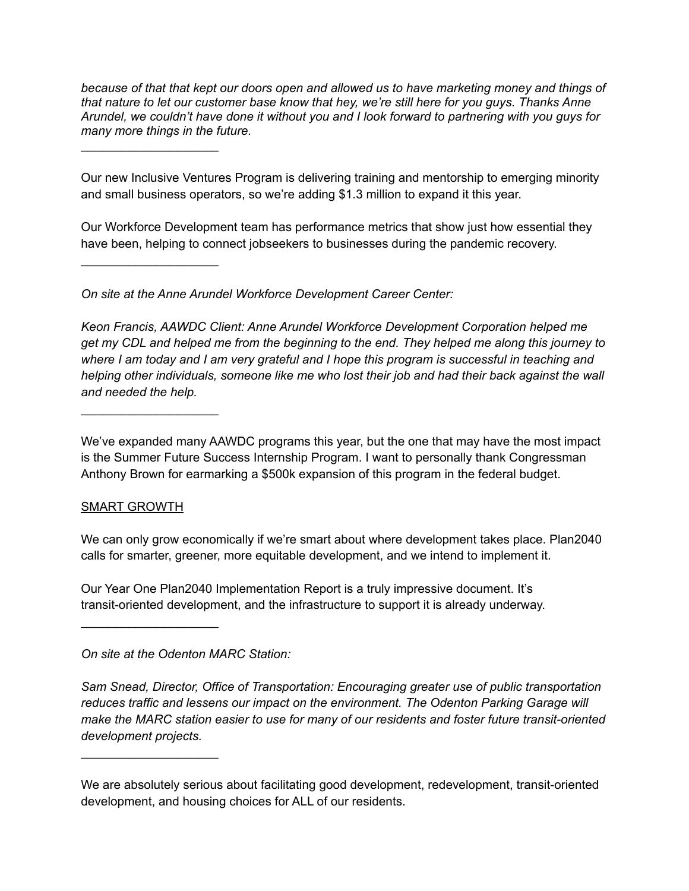*because of that that kept our doors open and allowed us to have marketing money and things of that nature to let our customer base know that hey, we're still here for you guys. Thanks Anne Arundel, we couldn't have done it without you and I look forward to partnering with you guys for many more things in the future.*

\_\_\_\_\_\_\_\_\_\_\_\_\_\_\_\_\_\_\_\_

Our new Inclusive Ventures Program is delivering training and mentorship to emerging minority and small business operators, so we're adding $1.3 million to expand it this year.

Our Workforce Development team has performance metrics that show just how essential they have been, helping to connect jobseekers to businesses during the pandemic recovery.

\_\_\_\_\_\_\_\_\_\_\_\_\_\_\_\_\_\_\_\_

*On site at the Anne Arundel Workforce Development Career Center:*

*Keon Francis, AAWDC Client: Anne Arundel Workforce Development Corporation helped me get my CDL and helped me from the beginning to the end. They helped me along this journey to where I am today and I am very grateful and I hope this program is successful in teaching and helping other individuals, someone like me who lost their job and had their back against the wall and needed the help.*

\_\_\_\_\_\_\_\_\_\_\_\_\_\_\_\_\_\_\_\_

We've expanded many AAWDC programs this year, but the one that may have the most impact is the Summer Future Success Internship Program. I want to personally thank Congressman Anthony Brown for earmarking a $500k expansion of this program in the federal budget.

<u>SMART GROWTH</u>

We can only grow economically if we're smart about where development takes place. Plan2040 calls for smarter, greener, more equitable development, and we intend to implement it.

Our Year One Plan2040 Implementation Report is a truly impressive document. It's transit-oriented development, and the infrastructure to support it is already underway.

\_\_\_\_\_\_\_\_\_\_\_\_\_\_\_\_\_\_\_\_

*On site at the Odenton MARC Station:*

*Sam Snead, Director, Office of Transportation: Encouraging greater use of public transportation reduces traffic and lessens our impact on the environment. The Odenton Parking Garage will make the MARC station easier to use for many of our residents and foster future transit-oriented development projects.*

\_\_\_\_\_\_\_\_\_\_\_\_\_\_\_\_\_\_\_\_

We are absolutely serious about facilitating good development, redevelopment, transit-oriented development, and housing choices for ALL of our residents.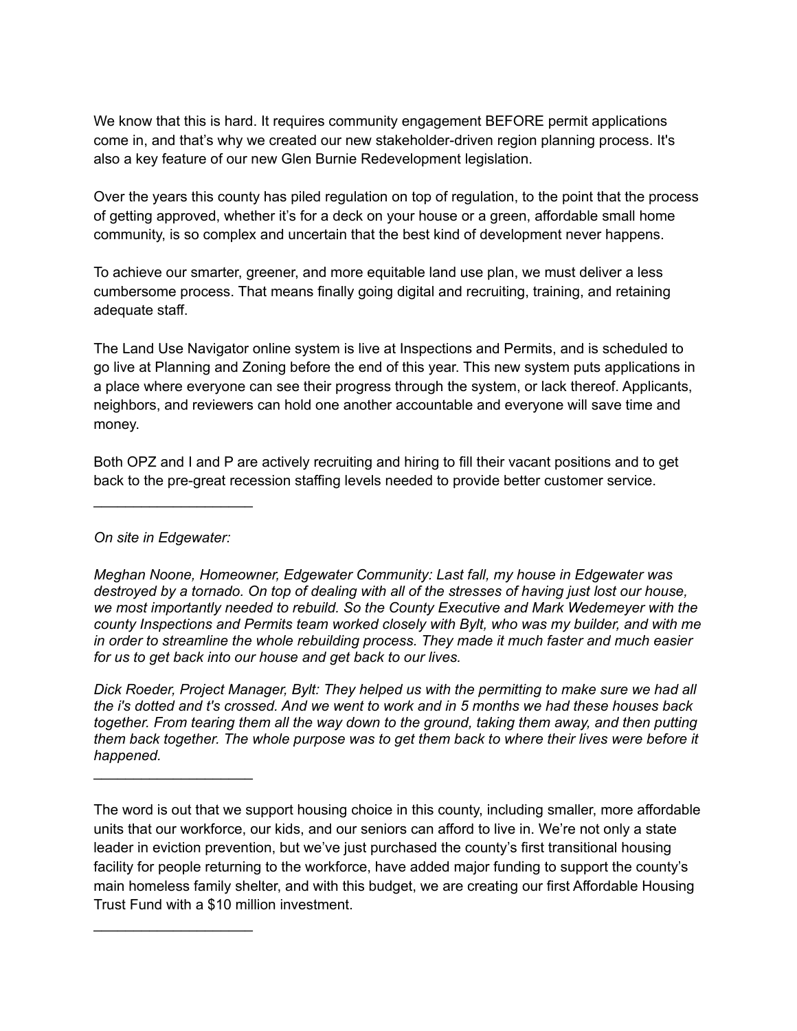We know that this is hard. It requires community engagement BEFORE permit applications come in, and that's why we created our new stakeholder-driven region planning process. It's also a key feature of our new Glen Burnie Redevelopment legislation.

Over the years this county has piled regulation on top of regulation, to the point that the process of getting approved, whether it's for a deck on your house or a green, affordable small home community, is so complex and uncertain that the best kind of development never happens.

To achieve our smarter, greener, and more equitable land use plan, we must deliver a less cumbersome process. That means finally going digital and recruiting, training, and retaining adequate staff.

The Land Use Navigator online system is live at Inspections and Permits, and is scheduled to go live at Planning and Zoning before the end of this year. This new system puts applications in a place where everyone can see their progress through the system, or lack thereof. Applicants, neighbors, and reviewers can hold one another accountable and everyone will save time and money.

Both OPZ and I and P are actively recruiting and hiring to fill their vacant positions and to get back to the pre-great recession staffing levels needed to provide better customer service.

---

*On site in Edgewater:*

*Meghan Noone, Homeowner, Edgewater Community: Last fall, my house in Edgewater was destroyed by a tornado. On top of dealing with all of the stresses of having just lost our house, we most importantly needed to rebuild. So the County Executive and Mark Wedemeyer with the county Inspections and Permits team worked closely with Bylt, who was my builder, and with me in order to streamline the whole rebuilding process. They made it much faster and much easier for us to get back into our house and get back to our lives.*

*Dick Roeder, Project Manager, Bylt: They helped us with the permitting to make sure we had all the i's dotted and t's crossed. And we went to work and in 5 months we had these houses back together. From tearing them all the way down to the ground, taking them away, and then putting them back together. The whole purpose was to get them back to where their lives were before it happened.*

---

The word is out that we support housing choice in this county, including smaller, more affordable units that our workforce, our kids, and our seniors can afford to live in. We're not only a state leader in eviction prevention, but we've just purchased the county's first transitional housing facility for people returning to the workforce, have added major funding to support the county's main homeless family shelter, and with this budget, we are creating our first Affordable Housing Trust Fund with a $10 million investment.

---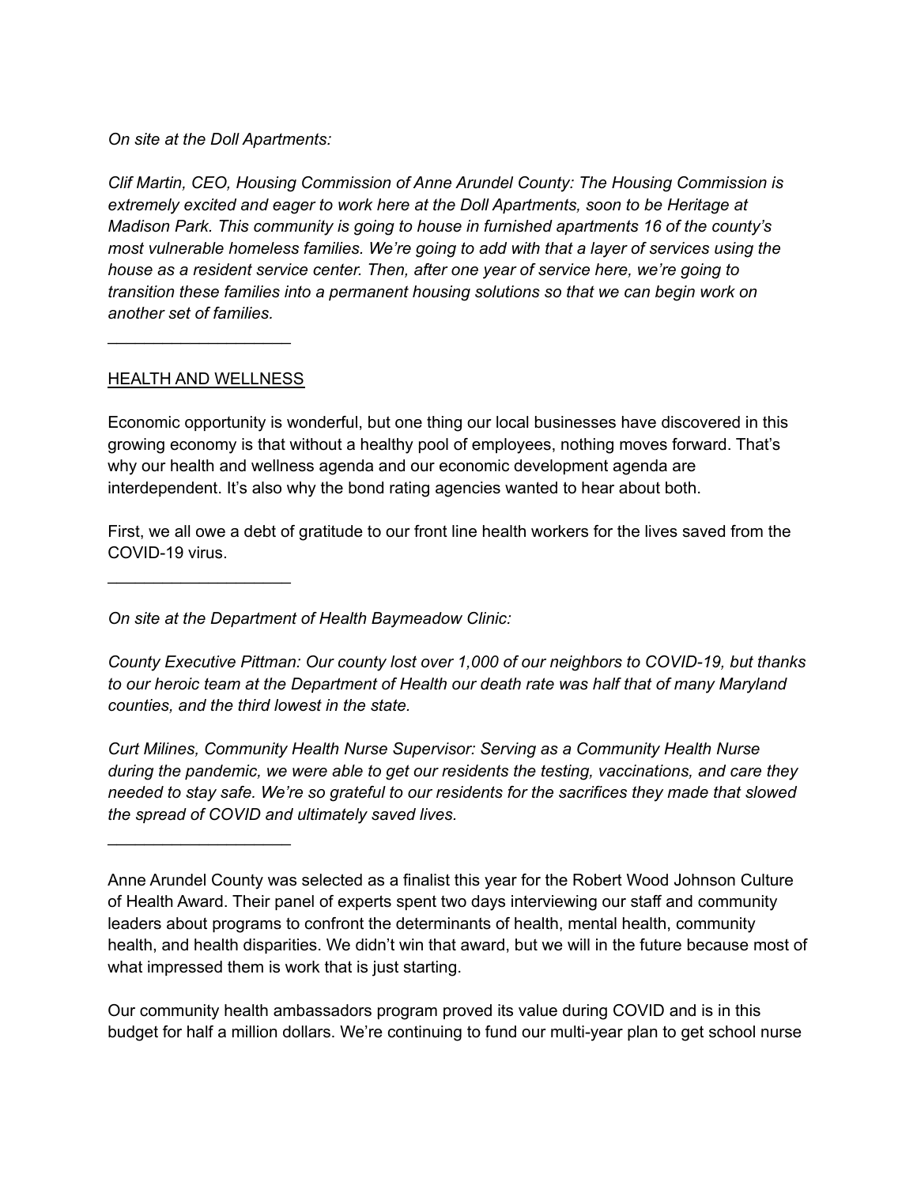*On site at the Doll Apartments:*

*Clif Martin, CEO, Housing Commission of Anne Arundel County: The Housing Commission is extremely excited and eager to work here at the Doll Apartments, soon to be Heritage at Madison Park. This community is going to house in furnished apartments 16 of the county's most vulnerable homeless families. We're going to add with that a layer of services using the house as a resident service center. Then, after one year of service here, we're going to transition these families into a permanent housing solutions so that we can begin work on another set of families.*

\_\_\_\_\_\_\_\_\_\_\_\_\_\_\_\_\_\_\_\_

<u>HEALTH AND WELLNESS</u>

Economic opportunity is wonderful, but one thing our local businesses have discovered in this growing economy is that without a healthy pool of employees, nothing moves forward. That's why our health and wellness agenda and our economic development agenda are interdependent. It's also why the bond rating agencies wanted to hear about both.

First, we all owe a debt of gratitude to our front line health workers for the lives saved from the COVID-19 virus.

\_\_\_\_\_\_\_\_\_\_\_\_\_\_\_\_\_\_\_\_

*On site at the Department of Health Baymeadow Clinic:*

*County Executive Pittman: Our county lost over 1,000 of our neighbors to COVID-19, but thanks to our heroic team at the Department of Health our death rate was half that of many Maryland counties, and the third lowest in the state.*

*Curt Milines, Community Health Nurse Supervisor: Serving as a Community Health Nurse during the pandemic, we were able to get our residents the testing, vaccinations, and care they needed to stay safe. We're so grateful to our residents for the sacrifices they made that slowed the spread of COVID and ultimately saved lives.*

\_\_\_\_\_\_\_\_\_\_\_\_\_\_\_\_\_\_\_\_

Anne Arundel County was selected as a finalist this year for the Robert Wood Johnson Culture of Health Award. Their panel of experts spent two days interviewing our staff and community leaders about programs to confront the determinants of health, mental health, community health, and health disparities. We didn't win that award, but we will in the future because most of what impressed them is work that is just starting.

Our community health ambassadors program proved its value during COVID and is in this budget for half a million dollars. We're continuing to fund our multi-year plan to get school nurse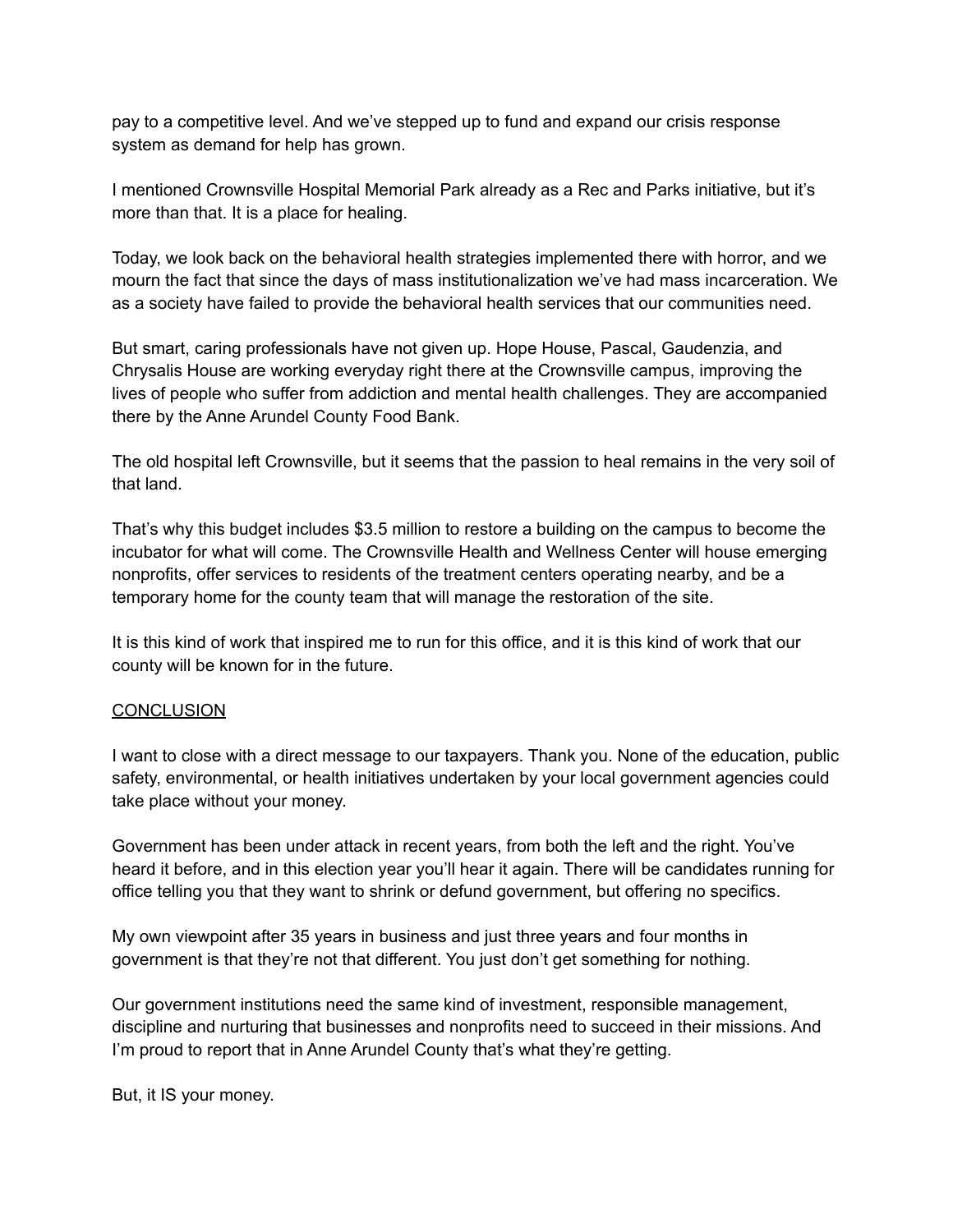pay to a competitive level. And we've stepped up to fund and expand our crisis response system as demand for help has grown.

I mentioned Crownsville Hospital Memorial Park already as a Rec and Parks initiative, but it's more than that. It is a place for healing.

Today, we look back on the behavioral health strategies implemented there with horror, and we mourn the fact that since the days of mass institutionalization we've had mass incarceration. We as a society have failed to provide the behavioral health services that our communities need.

But smart, caring professionals have not given up. Hope House, Pascal, Gaudenzia, and Chrysalis House are working everyday right there at the Crownsville campus, improving the lives of people who suffer from addiction and mental health challenges. They are accompanied there by the Anne Arundel County Food Bank.

The old hospital left Crownsville, but it seems that the passion to heal remains in the very soil of that land.

That's why this budget includes $3.5 million to restore a building on the campus to become the incubator for what will come. The Crownsville Health and Wellness Center will house emerging nonprofits, offer services to residents of the treatment centers operating nearby, and be a temporary home for the county team that will manage the restoration of the site.

It is this kind of work that inspired me to run for this office, and it is this kind of work that our county will be known for in the future.

## CONCLUSION

I want to close with a direct message to our taxpayers. Thank you. None of the education, public safety, environmental, or health initiatives undertaken by your local government agencies could take place without your money.

Government has been under attack in recent years, from both the left and the right. You've heard it before, and in this election year you'll hear it again. There will be candidates running for office telling you that they want to shrink or defund government, but offering no specifics.

My own viewpoint after 35 years in business and just three years and four months in government is that they're not that different. You just don't get something for nothing.

Our government institutions need the same kind of investment, responsible management, discipline and nurturing that businesses and nonprofits need to succeed in their missions. And I'm proud to report that in Anne Arundel County that's what they're getting.

But, it IS your money.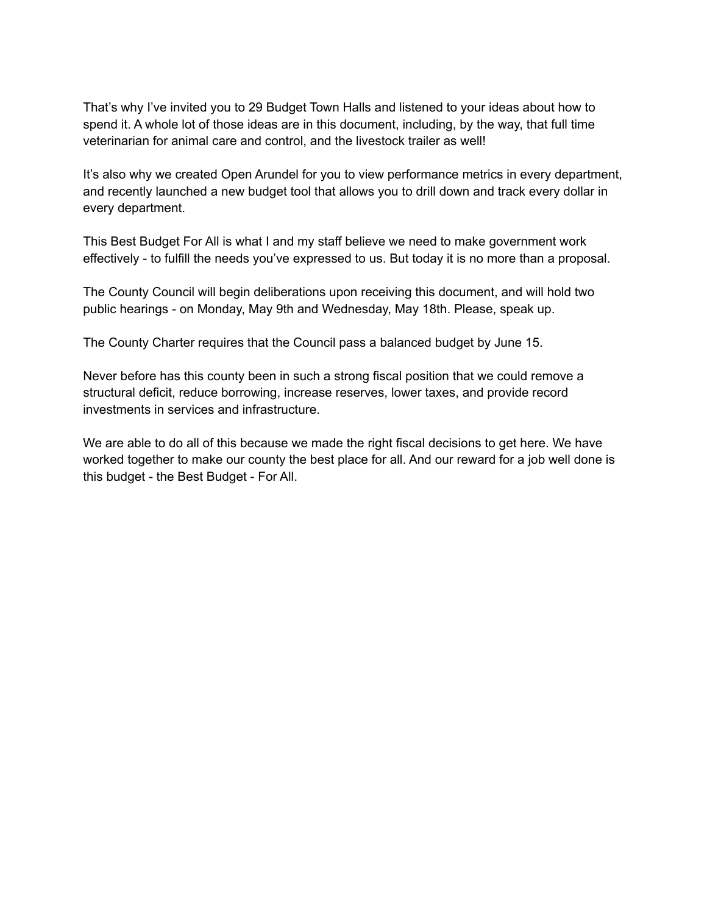That's why I've invited you to 29 Budget Town Halls and listened to your ideas about how to spend it. A whole lot of those ideas are in this document, including, by the way, that full time veterinarian for animal care and control, and the livestock trailer as well!

It's also why we created Open Arundel for you to view performance metrics in every department, and recently launched a new budget tool that allows you to drill down and track every dollar in every department.

This Best Budget For All is what I and my staff believe we need to make government work effectively - to fulfill the needs you've expressed to us. But today it is no more than a proposal.

The County Council will begin deliberations upon receiving this document, and will hold two public hearings - on Monday, May 9th and Wednesday, May 18th. Please, speak up.

The County Charter requires that the Council pass a balanced budget by June 15.

Never before has this county been in such a strong fiscal position that we could remove a structural deficit, reduce borrowing, increase reserves, lower taxes, and provide record investments in services and infrastructure.

We are able to do all of this because we made the right fiscal decisions to get here. We have worked together to make our county the best place for all. And our reward for a job well done is this budget - the Best Budget - For All.